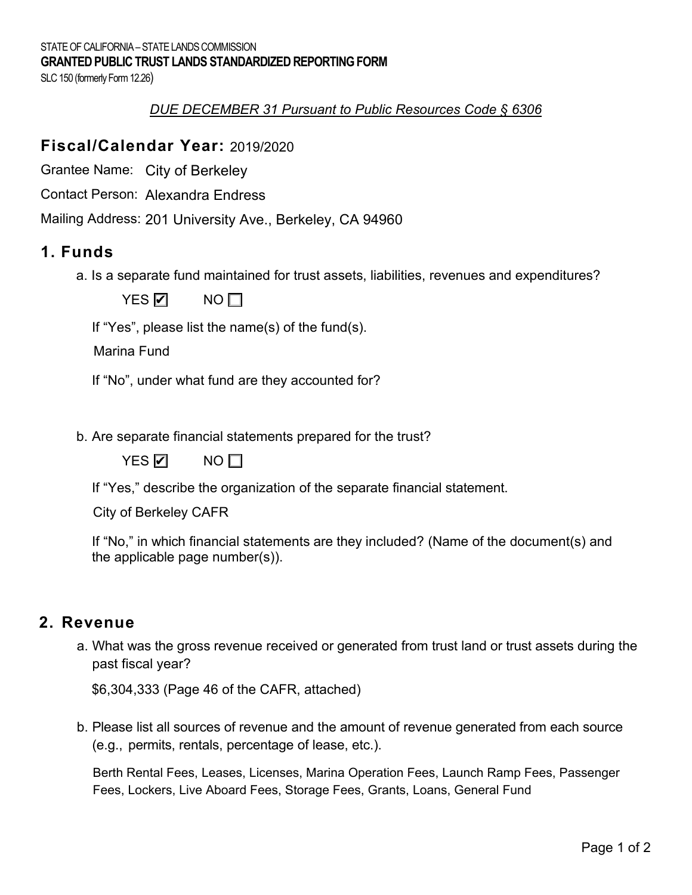STATE OF CALIFORNIA – STATE LANDS COMMISSION

**GRANTED PUBLIC TRUST LANDS STANDARDIZED REPORTING FORM**

SLC 150 (formerly Form 12.26)

*DUE DECEMBER 31 Pursuant to Public Resources Code § 6306*

## Fiscal/Calendar Year: 2019/2020

Grantee Name: City of Berkeley

Contact Person: Alexandra Endress

Mailing Address: 201 University Ave., Berkeley, CA 94960

## 1. Funds

a. Is a separate fund maintained for trust assets, liabilities, revenues and expenditures?

YES ☑ NO ☐

If "Yes", please list the name(s) of the fund(s).

Marina Fund

If "No", under what fund are they accounted for?

b. Are separate financial statements prepared for the trust?

YES ☑ NO ☐

If "Yes," describe the organization of the separate financial statement.

City of Berkeley CAFR

If "No," in which financial statements are they included? (Name of the document(s) and the applicable page number(s)).

## 2. Revenue

a. What was the gross revenue received or generated from trust land or trust assets during the past fiscal year?

$6,304,333 (Page 46 of the CAFR, attached)

b. Please list all sources of revenue and the amount of revenue generated from each source (e.g., permits, rentals, percentage of lease, etc.).

Berth Rental Fees, Leases, Licenses, Marina Operation Fees, Launch Ramp Fees, Passenger Fees, Lockers, Live Aboard Fees, Storage Fees, Grants, Loans, General Fund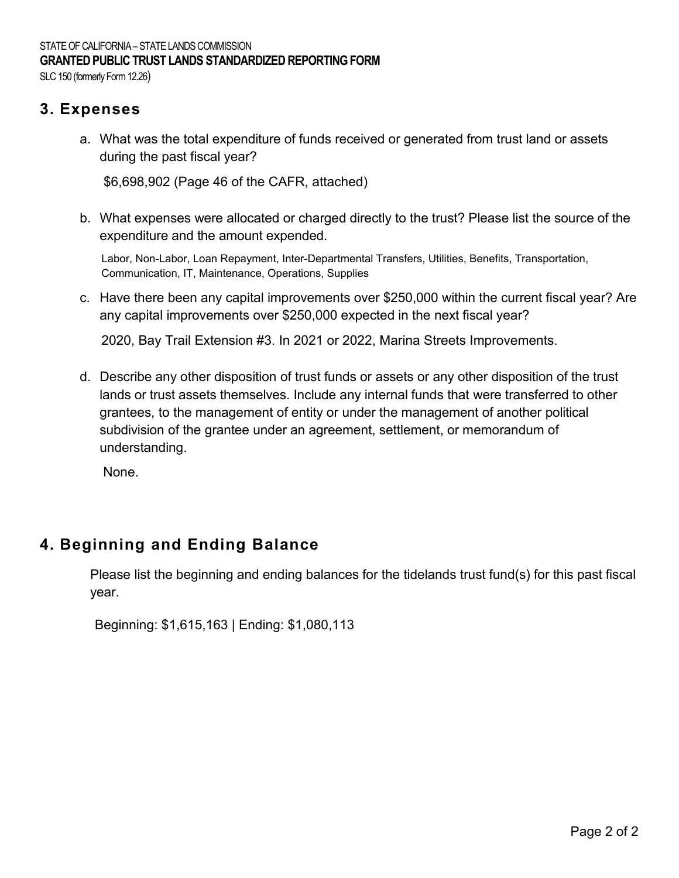STATE OF CALIFORNIA – STATE LANDS COMMISSION
**GRANTED PUBLIC TRUST LANDS STANDARDIZED REPORTING FORM**
SLC 150 (formerly Form 12.26)

## 3. Expenses

a. What was the total expenditure of funds received or generated from trust land or assets during the past fiscal year?

$6,698,902 (Page 46 of the CAFR, attached)

b. What expenses were allocated or charged directly to the trust? Please list the source of the expenditure and the amount expended.

Labor, Non-Labor, Loan Repayment, Inter-Departmental Transfers, Utilities, Benefits, Transportation, Communication, IT, Maintenance, Operations, Supplies

c. Have there been any capital improvements over $250,000 within the current fiscal year? Are any capital improvements over $250,000 expected in the next fiscal year?

2020, Bay Trail Extension #3. In 2021 or 2022, Marina Streets Improvements.

d. Describe any other disposition of trust funds or assets or any other disposition of the trust lands or trust assets themselves. Include any internal funds that were transferred to other grantees, to the management of entity or under the management of another political subdivision of the grantee under an agreement, settlement, or memorandum of understanding.

None.

## 4. Beginning and Ending Balance

Please list the beginning and ending balances for the tidelands trust fund(s) for this past fiscal year.

Beginning: $1,615,163 | Ending: $1,080,113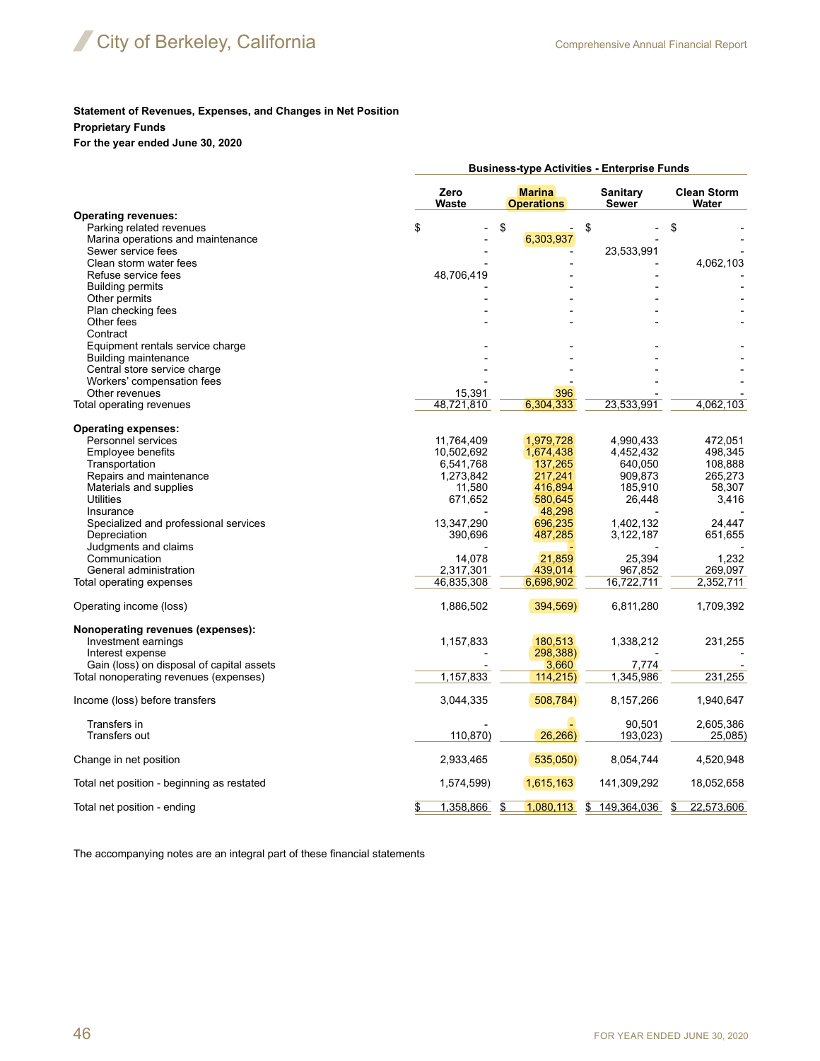**Statement of Revenues, Expenses, and Changes in Net Position**

**Proprietary Funds**

**For the year ended June 30, 2020**

| | Business-type Activities - Enterprise Funds | | | |
|---|---|---|---|---|
| | **Zero Waste** | **Marina Operations** | **Sanitary Sewer** | **Clean Storm Water** |
| **Operating revenues:** | | | | |
| Parking related revenues | $ - | $ - | $ - | $ - |
| Marina operations and maintenance | - | 6,303,937 | - | - |
| Sewer service fees | - | - | 23,533,991 | - |
| Clean storm water fees | - | - | - | 4,062,103 |
| Refuse service fees | 48,706,419 | - | - | - |
| Building permits | - | - | - | - |
| Other permits | - | - | - | - |
| Plan checking fees | - | - | - | - |
| Other fees | - | - | - | - |
| Contract | | | | |
| Equipment rentals service charge | - | - | - | - |
| Building maintenance | - | - | - | - |
| Central store service charge | - | - | - | - |
| Workers' compensation fees | - | - | - | - |
| Other revenues | 15,391 | 396 | - | - |
| Total operating revenues | 48,721,810 | 6,304,333 | 23,533,991 | 4,062,103 |
| **Operating expenses:** | | | | |
| Personnel services | 11,764,409 | 1,979,728 | 4,990,433 | 472,051 |
| Employee benefits | 10,502,692 | 1,674,438 | 4,452,432 | 498,345 |
| Transportation | 6,541,768 | 137,265 | 640,050 | 108,888 |
| Repairs and maintenance | 1,273,842 | 217,241 | 909,873 | 265,273 |
| Materials and supplies | 11,580 | 416,894 | 185,910 | 58,307 |
| Utilities | 671,652 | 580,645 | 26,448 | 3,416 |
| Insurance | - | 48,298 | - | - |
| Specialized and professional services | 13,347,290 | 696,235 | 1,402,132 | 24,447 |
| Depreciation | 390,696 | 487,285 | 3,122,187 | 651,655 |
| Judgments and claims | - | - | - | - |
| Communication | 14,078 | 21,859 | 25,394 | 1,232 |
| General administration | 2,317,301 | 439,014 | 967,852 | 269,097 |
| Total operating expenses | 46,835,308 | 6,698,902 | 16,722,711 | 2,352,711 |
| Operating income (loss) | 1,886,502 | (394,569) | 6,811,280 | 1,709,392 |
| **Nonoperating revenues (expenses):** | | | | |
| Investment earnings | 1,157,833 | 180,513 | 1,338,212 | 231,255 |
| Interest expense | - | (298,388) | - | - |
| Gain (loss) on disposal of capital assets | - | 3,660 | 7,774 | - |
| Total nonoperating revenues (expenses) | 1,157,833 | (114,215) | 1,345,986 | 231,255 |
| Income (loss) before transfers | 3,044,335 | (508,784) | 8,157,266 | 1,940,647 |
| Transfers in | - | - | 90,501 | 2,605,386 |
| Transfers out | (110,870) | (26,266) | (193,023) | (25,085) |
| Change in net position | 2,933,465 | (535,050) | 8,054,744 | 4,520,948 |
| Total net position - beginning as restated | (1,574,599) | 1,615,163 | 141,309,292 | 18,052,658 |
| Total net position - ending | $ 1,358,866 | $ 1,080,113 | $ 149,364,036 | $ 22,573,606 |

The accompanying notes are an integral part of these financial statements